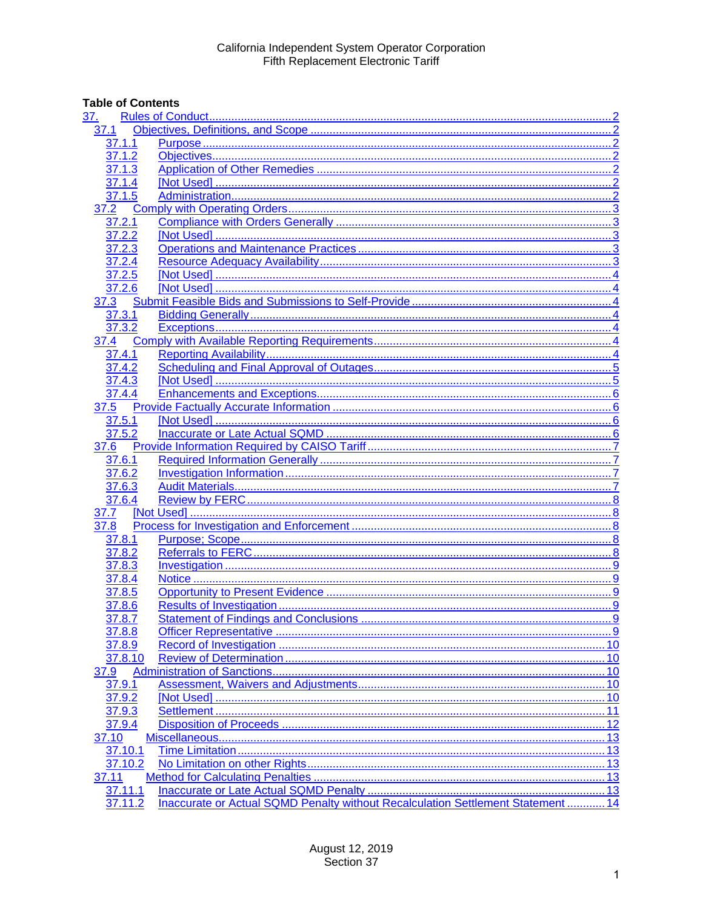California Independent System Operator Corporation
Fifth Replacement Electronic Tariff

**Table of Contents**

- 37. Rules of Conduct ..... 2
  - 37.1 Objectives, Definitions, and Scope ..... 2
    - 37.1.1 Purpose ..... 2
    - 37.1.2 Objectives ..... 2
    - 37.1.3 Application of Other Remedies ..... 2
    - 37.1.4 [Not Used] ..... 2
    - 37.1.5 Administration ..... 2
  - 37.2 Comply with Operating Orders ..... 3
    - 37.2.1 Compliance with Orders Generally ..... 3
    - 37.2.2 [Not Used] ..... 3
    - 37.2.3 Operations and Maintenance Practices ..... 3
    - 37.2.4 Resource Adequacy Availability ..... 3
    - 37.2.5 [Not Used] ..... 4
    - 37.2.6 [Not Used] ..... 4
  - 37.3 Submit Feasible Bids and Submissions to Self-Provide ..... 4
    - 37.3.1 Bidding Generally ..... 4
    - 37.3.2 Exceptions ..... 4
  - 37.4 Comply with Available Reporting Requirements ..... 4
    - 37.4.1 Reporting Availability ..... 4
    - 37.4.2 Scheduling and Final Approval of Outages ..... 5
    - 37.4.3 [Not Used] ..... 5
    - 37.4.4 Enhancements and Exceptions ..... 6
  - 37.5 Provide Factually Accurate Information ..... 6
    - 37.5.1 [Not Used] ..... 6
    - 37.5.2 Inaccurate or Late Actual SQMD ..... 6
  - 37.6 Provide Information Required by CAISO Tariff ..... 7
    - 37.6.1 Required Information Generally ..... 7
    - 37.6.2 Investigation Information ..... 7
    - 37.6.3 Audit Materials ..... 7
    - 37.6.4 Review by FERC ..... 8
  - 37.7 [Not Used] ..... 8
  - 37.8 Process for Investigation and Enforcement ..... 8
    - 37.8.1 Purpose; Scope ..... 8
    - 37.8.2 Referrals to FERC ..... 8
    - 37.8.3 Investigation ..... 9
    - 37.8.4 Notice ..... 9
    - 37.8.5 Opportunity to Present Evidence ..... 9
    - 37.8.6 Results of Investigation ..... 9
    - 37.8.7 Statement of Findings and Conclusions ..... 9
    - 37.8.8 Officer Representative ..... 9
    - 37.8.9 Record of Investigation ..... 10
    - 37.8.10 Review of Determination ..... 10
  - 37.9 Administration of Sanctions ..... 10
    - 37.9.1 Assessment, Waivers and Adjustments ..... 10
    - 37.9.2 [Not Used] ..... 10
    - 37.9.3 Settlement ..... 11
    - 37.9.4 Disposition of Proceeds ..... 12
  - 37.10 Miscellaneous ..... 13
    - 37.10.1 Time Limitation ..... 13
    - 37.10.2 No Limitation on other Rights ..... 13
  - 37.11 Method for Calculating Penalties ..... 13
    - 37.11.1 Inaccurate or Late Actual SQMD Penalty ..... 13
    - 37.11.2 Inaccurate or Actual SQMD Penalty without Recalculation Settlement Statement ..... 14

August 12, 2019
Section 37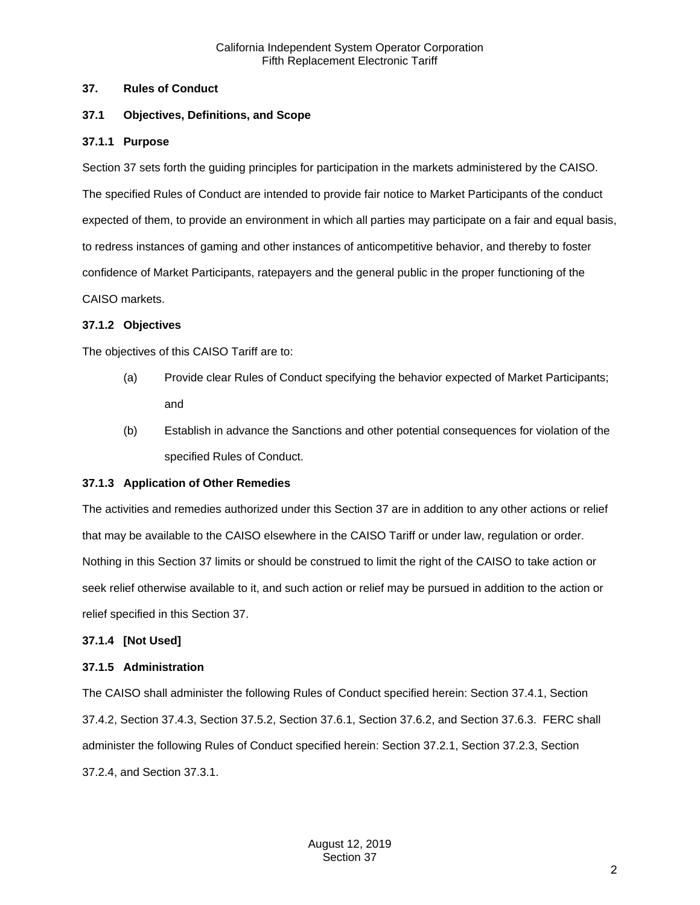## 37. Rules of Conduct

### 37.1 Objectives, Definitions, and Scope

#### 37.1.1 Purpose

Section 37 sets forth the guiding principles for participation in the markets administered by the CAISO. The specified Rules of Conduct are intended to provide fair notice to Market Participants of the conduct expected of them, to provide an environment in which all parties may participate on a fair and equal basis, to redress instances of gaming and other instances of anticompetitive behavior, and thereby to foster confidence of Market Participants, ratepayers and the general public in the proper functioning of the CAISO markets.

#### 37.1.2 Objectives

The objectives of this CAISO Tariff are to:

(a) Provide clear Rules of Conduct specifying the behavior expected of Market Participants; and

(b) Establish in advance the Sanctions and other potential consequences for violation of the specified Rules of Conduct.

#### 37.1.3 Application of Other Remedies

The activities and remedies authorized under this Section 37 are in addition to any other actions or relief that may be available to the CAISO elsewhere in the CAISO Tariff or under law, regulation or order. Nothing in this Section 37 limits or should be construed to limit the right of the CAISO to take action or seek relief otherwise available to it, and such action or relief may be pursued in addition to the action or relief specified in this Section 37.

#### 37.1.4 [Not Used]

#### 37.1.5 Administration

The CAISO shall administer the following Rules of Conduct specified herein: Section 37.4.1, Section 37.4.2, Section 37.4.3, Section 37.5.2, Section 37.6.1, Section 37.6.2, and Section 37.6.3. FERC shall administer the following Rules of Conduct specified herein: Section 37.2.1, Section 37.2.3, Section 37.2.4, and Section 37.3.1.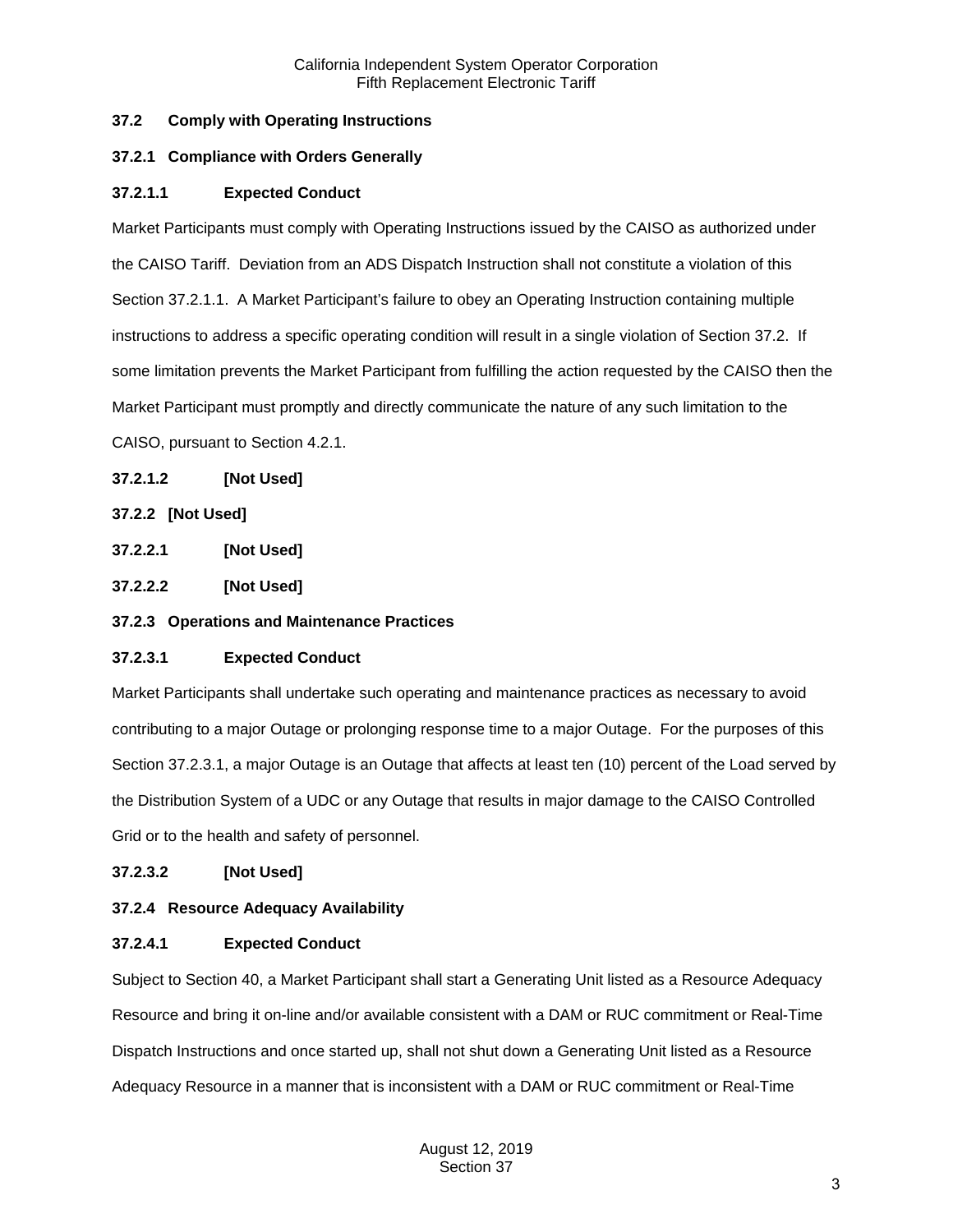### 37.2 Comply with Operating Instructions

#### 37.2.1 Compliance with Orders Generally

##### 37.2.1.1 Expected Conduct

Market Participants must comply with Operating Instructions issued by the CAISO as authorized under the CAISO Tariff. Deviation from an ADS Dispatch Instruction shall not constitute a violation of this Section 37.2.1.1. A Market Participant's failure to obey an Operating Instruction containing multiple instructions to address a specific operating condition will result in a single violation of Section 37.2. If some limitation prevents the Market Participant from fulfilling the action requested by the CAISO then the Market Participant must promptly and directly communicate the nature of any such limitation to the CAISO, pursuant to Section 4.2.1.

##### 37.2.1.2 [Not Used]

#### 37.2.2 [Not Used]

##### 37.2.2.1 [Not Used]

##### 37.2.2.2 [Not Used]

#### 37.2.3 Operations and Maintenance Practices

##### 37.2.3.1 Expected Conduct

Market Participants shall undertake such operating and maintenance practices as necessary to avoid contributing to a major Outage or prolonging response time to a major Outage. For the purposes of this Section 37.2.3.1, a major Outage is an Outage that affects at least ten (10) percent of the Load served by the Distribution System of a UDC or any Outage that results in major damage to the CAISO Controlled Grid or to the health and safety of personnel.

##### 37.2.3.2 [Not Used]

#### 37.2.4 Resource Adequacy Availability

##### 37.2.4.1 Expected Conduct

Subject to Section 40, a Market Participant shall start a Generating Unit listed as a Resource Adequacy Resource and bring it on-line and/or available consistent with a DAM or RUC commitment or Real-Time Dispatch Instructions and once started up, shall not shut down a Generating Unit listed as a Resource Adequacy Resource in a manner that is inconsistent with a DAM or RUC commitment or Real-Time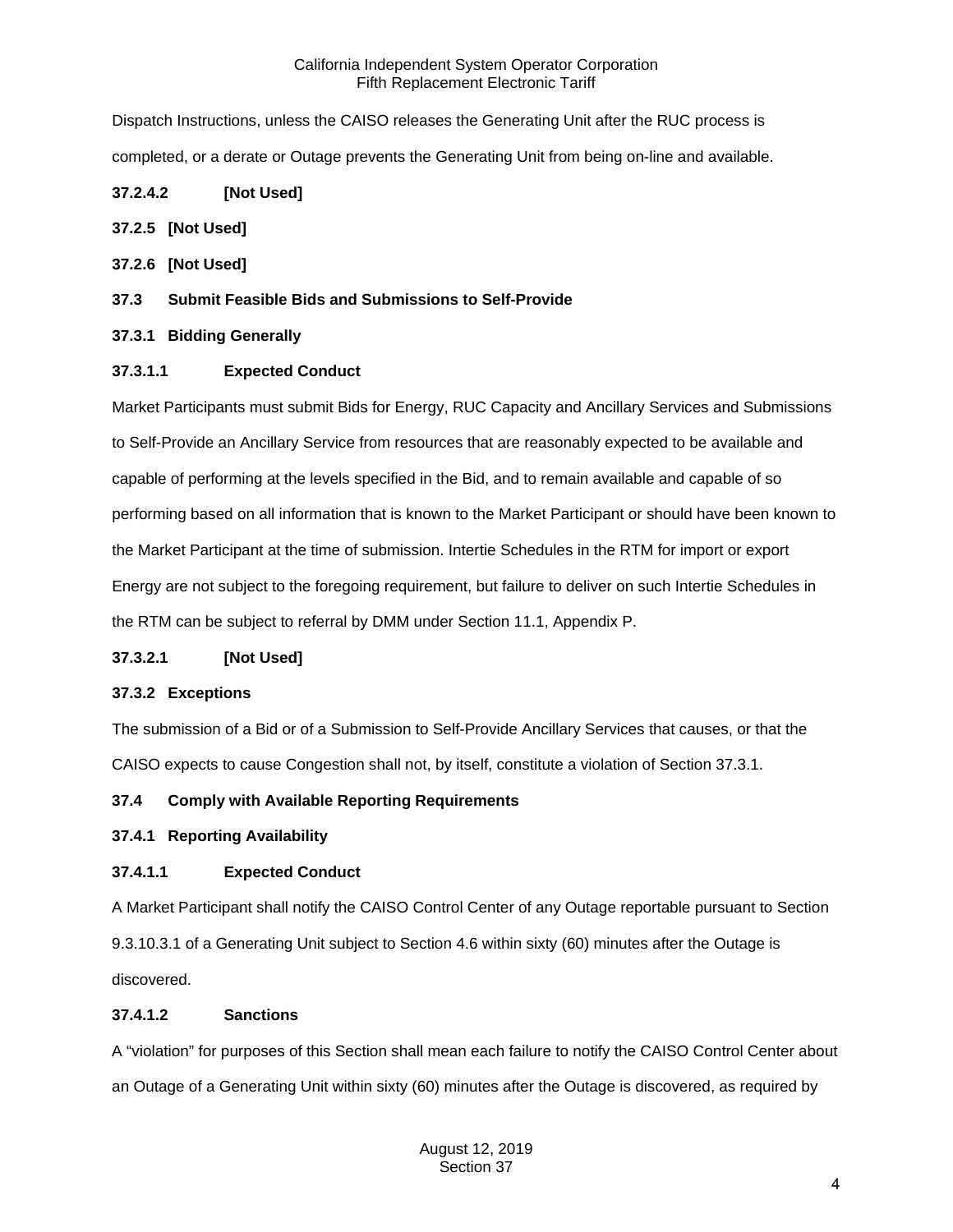Dispatch Instructions, unless the CAISO releases the Generating Unit after the RUC process is completed, or a derate or Outage prevents the Generating Unit from being on-line and available.

**37.2.4.2 [Not Used]**

**37.2.5 [Not Used]**

**37.2.6 [Not Used]**

## 37.3 Submit Feasible Bids and Submissions to Self-Provide

### 37.3.1 Bidding Generally

#### 37.3.1.1 Expected Conduct

Market Participants must submit Bids for Energy, RUC Capacity and Ancillary Services and Submissions to Self-Provide an Ancillary Service from resources that are reasonably expected to be available and capable of performing at the levels specified in the Bid, and to remain available and capable of so performing based on all information that is known to the Market Participant or should have been known to the Market Participant at the time of submission. Intertie Schedules in the RTM for import or export Energy are not subject to the foregoing requirement, but failure to deliver on such Intertie Schedules in the RTM can be subject to referral by DMM under Section 11.1, Appendix P.

#### 37.3.2.1 [Not Used]

### 37.3.2 Exceptions

The submission of a Bid or of a Submission to Self-Provide Ancillary Services that causes, or that the CAISO expects to cause Congestion shall not, by itself, constitute a violation of Section 37.3.1.

## 37.4 Comply with Available Reporting Requirements

### 37.4.1 Reporting Availability

#### 37.4.1.1 Expected Conduct

A Market Participant shall notify the CAISO Control Center of any Outage reportable pursuant to Section 9.3.10.3.1 of a Generating Unit subject to Section 4.6 within sixty (60) minutes after the Outage is discovered.

#### 37.4.1.2 Sanctions

A "violation" for purposes of this Section shall mean each failure to notify the CAISO Control Center about an Outage of a Generating Unit within sixty (60) minutes after the Outage is discovered, as required by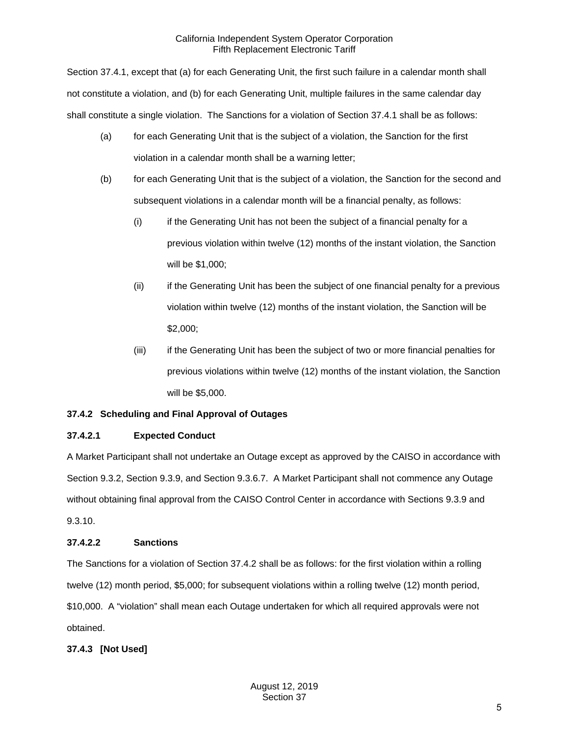Section 37.4.1, except that (a) for each Generating Unit, the first such failure in a calendar month shall not constitute a violation, and (b) for each Generating Unit, multiple failures in the same calendar day shall constitute a single violation. The Sanctions for a violation of Section 37.4.1 shall be as follows:

(a) for each Generating Unit that is the subject of a violation, the Sanction for the first violation in a calendar month shall be a warning letter;

(b) for each Generating Unit that is the subject of a violation, the Sanction for the second and subsequent violations in a calendar month will be a financial penalty, as follows:

(i) if the Generating Unit has not been the subject of a financial penalty for a previous violation within twelve (12) months of the instant violation, the Sanction will be $1,000;

(ii) if the Generating Unit has been the subject of one financial penalty for a previous violation within twelve (12) months of the instant violation, the Sanction will be $2,000;

(iii) if the Generating Unit has been the subject of two or more financial penalties for previous violations within twelve (12) months of the instant violation, the Sanction will be $5,000.

### 37.4.2 Scheduling and Final Approval of Outages

#### 37.4.2.1 Expected Conduct

A Market Participant shall not undertake an Outage except as approved by the CAISO in accordance with Section 9.3.2, Section 9.3.9, and Section 9.3.6.7. A Market Participant shall not commence any Outage without obtaining final approval from the CAISO Control Center in accordance with Sections 9.3.9 and 9.3.10.

#### 37.4.2.2 Sanctions

The Sanctions for a violation of Section 37.4.2 shall be as follows: for the first violation within a rolling twelve (12) month period, $5,000; for subsequent violations within a rolling twelve (12) month period, $10,000. A "violation" shall mean each Outage undertaken for which all required approvals were not obtained.

### 37.4.3 [Not Used]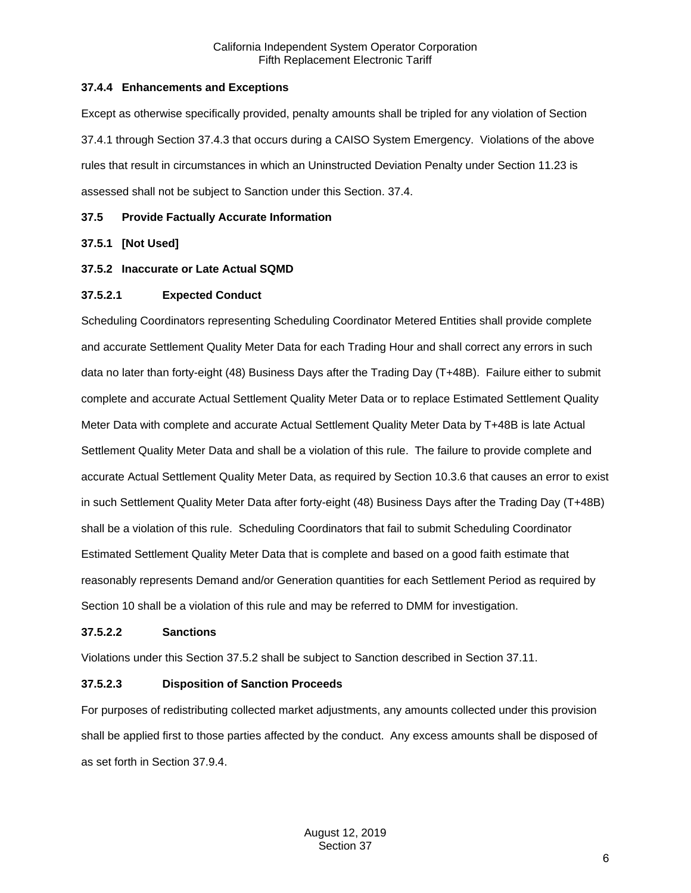### 37.4.4 Enhancements and Exceptions

Except as otherwise specifically provided, penalty amounts shall be tripled for any violation of Section 37.4.1 through Section 37.4.3 that occurs during a CAISO System Emergency. Violations of the above rules that result in circumstances in which an Uninstructed Deviation Penalty under Section 11.23 is assessed shall not be subject to Sanction under this Section. 37.4.

## 37.5 Provide Factually Accurate Information

### 37.5.1 [Not Used]

### 37.5.2 Inaccurate or Late Actual SQMD

#### 37.5.2.1 Expected Conduct

Scheduling Coordinators representing Scheduling Coordinator Metered Entities shall provide complete and accurate Settlement Quality Meter Data for each Trading Hour and shall correct any errors in such data no later than forty-eight (48) Business Days after the Trading Day (T+48B). Failure either to submit complete and accurate Actual Settlement Quality Meter Data or to replace Estimated Settlement Quality Meter Data with complete and accurate Actual Settlement Quality Meter Data by T+48B is late Actual Settlement Quality Meter Data and shall be a violation of this rule. The failure to provide complete and accurate Actual Settlement Quality Meter Data, as required by Section 10.3.6 that causes an error to exist in such Settlement Quality Meter Data after forty-eight (48) Business Days after the Trading Day (T+48B) shall be a violation of this rule. Scheduling Coordinators that fail to submit Scheduling Coordinator Estimated Settlement Quality Meter Data that is complete and based on a good faith estimate that reasonably represents Demand and/or Generation quantities for each Settlement Period as required by Section 10 shall be a violation of this rule and may be referred to DMM for investigation.

#### 37.5.2.2 Sanctions

Violations under this Section 37.5.2 shall be subject to Sanction described in Section 37.11.

#### 37.5.2.3 Disposition of Sanction Proceeds

For purposes of redistributing collected market adjustments, any amounts collected under this provision shall be applied first to those parties affected by the conduct. Any excess amounts shall be disposed of as set forth in Section 37.9.4.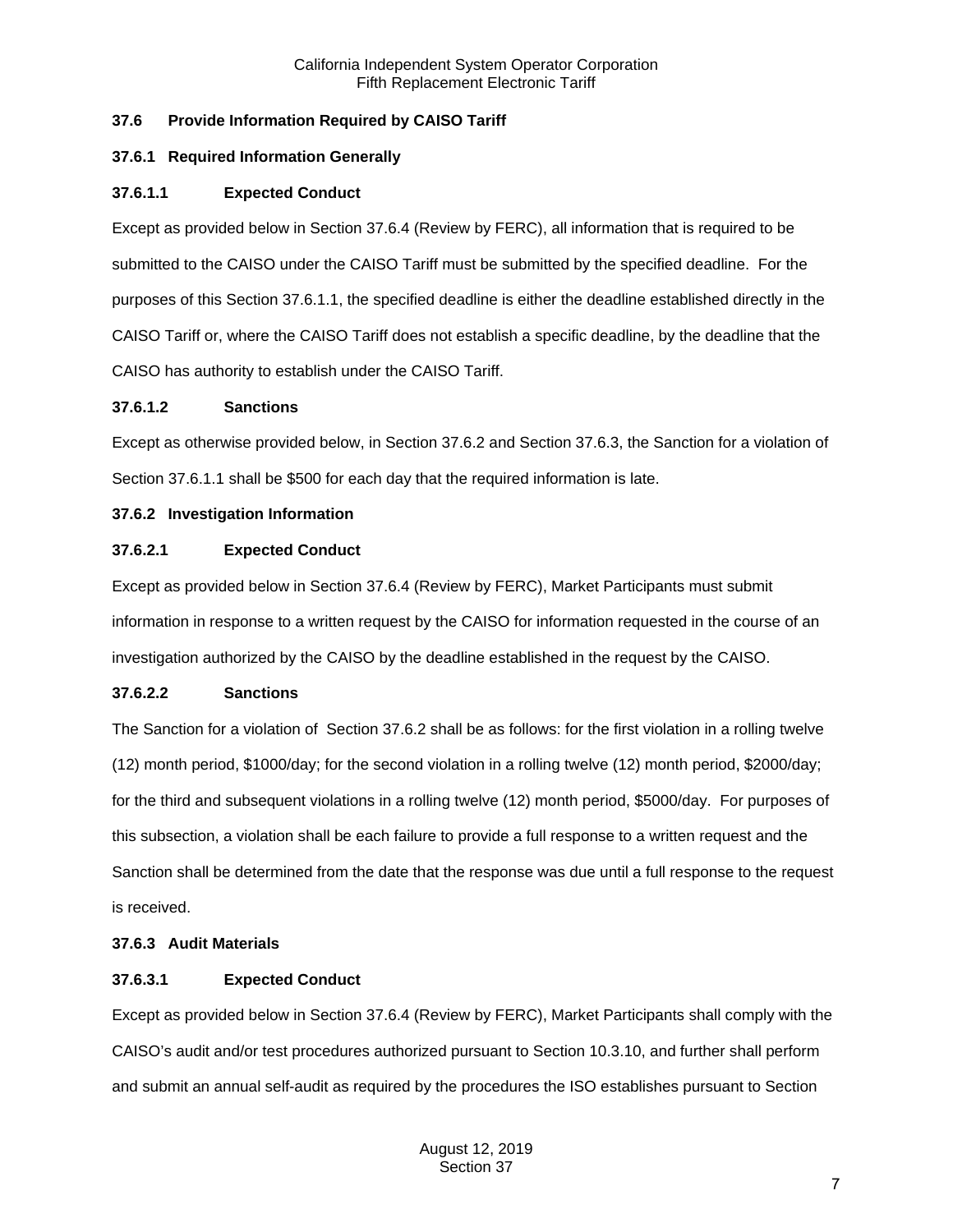### 37.6 Provide Information Required by CAISO Tariff

#### 37.6.1 Required Information Generally

##### 37.6.1.1 Expected Conduct

Except as provided below in Section 37.6.4 (Review by FERC), all information that is required to be submitted to the CAISO under the CAISO Tariff must be submitted by the specified deadline. For the purposes of this Section 37.6.1.1, the specified deadline is either the deadline established directly in the CAISO Tariff or, where the CAISO Tariff does not establish a specific deadline, by the deadline that the CAISO has authority to establish under the CAISO Tariff.

##### 37.6.1.2 Sanctions

Except as otherwise provided below, in Section 37.6.2 and Section 37.6.3, the Sanction for a violation of Section 37.6.1.1 shall be $500 for each day that the required information is late.

#### 37.6.2 Investigation Information

##### 37.6.2.1 Expected Conduct

Except as provided below in Section 37.6.4 (Review by FERC), Market Participants must submit information in response to a written request by the CAISO for information requested in the course of an investigation authorized by the CAISO by the deadline established in the request by the CAISO.

##### 37.6.2.2 Sanctions

The Sanction for a violation of Section 37.6.2 shall be as follows: for the first violation in a rolling twelve (12) month period, $1000/day; for the second violation in a rolling twelve (12) month period, $2000/day; for the third and subsequent violations in a rolling twelve (12) month period, $5000/day. For purposes of this subsection, a violation shall be each failure to provide a full response to a written request and the Sanction shall be determined from the date that the response was due until a full response to the request is received.

#### 37.6.3 Audit Materials

##### 37.6.3.1 Expected Conduct

Except as provided below in Section 37.6.4 (Review by FERC), Market Participants shall comply with the CAISO's audit and/or test procedures authorized pursuant to Section 10.3.10, and further shall perform and submit an annual self-audit as required by the procedures the ISO establishes pursuant to Section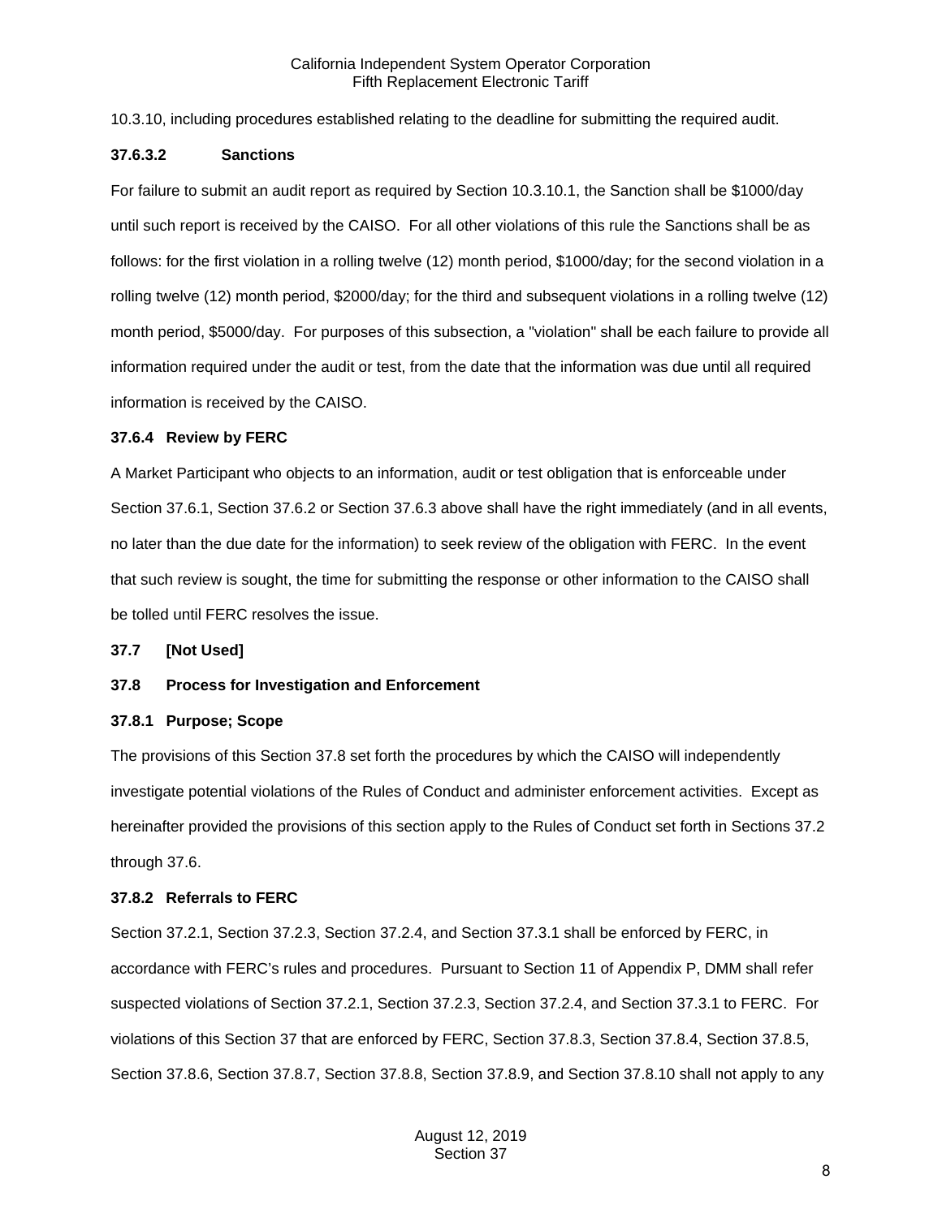10.3.10, including procedures established relating to the deadline for submitting the required audit.

**37.6.3.2 Sanctions**

For failure to submit an audit report as required by Section 10.3.10.1, the Sanction shall be $1000/day until such report is received by the CAISO. For all other violations of this rule the Sanctions shall be as follows: for the first violation in a rolling twelve (12) month period, $1000/day; for the second violation in a rolling twelve (12) month period, $2000/day; for the third and subsequent violations in a rolling twelve (12) month period, $5000/day. For purposes of this subsection, a "violation" shall be each failure to provide all information required under the audit or test, from the date that the information was due until all required information is received by the CAISO.

**37.6.4 Review by FERC**

A Market Participant who objects to an information, audit or test obligation that is enforceable under Section 37.6.1, Section 37.6.2 or Section 37.6.3 above shall have the right immediately (and in all events, no later than the due date for the information) to seek review of the obligation with FERC. In the event that such review is sought, the time for submitting the response or other information to the CAISO shall be tolled until FERC resolves the issue.

**37.7 [Not Used]**

**37.8 Process for Investigation and Enforcement**

**37.8.1 Purpose; Scope**

The provisions of this Section 37.8 set forth the procedures by which the CAISO will independently investigate potential violations of the Rules of Conduct and administer enforcement activities. Except as hereinafter provided the provisions of this section apply to the Rules of Conduct set forth in Sections 37.2 through 37.6.

**37.8.2 Referrals to FERC**

Section 37.2.1, Section 37.2.3, Section 37.2.4, and Section 37.3.1 shall be enforced by FERC, in accordance with FERC's rules and procedures. Pursuant to Section 11 of Appendix P, DMM shall refer suspected violations of Section 37.2.1, Section 37.2.3, Section 37.2.4, and Section 37.3.1 to FERC. For violations of this Section 37 that are enforced by FERC, Section 37.8.3, Section 37.8.4, Section 37.8.5, Section 37.8.6, Section 37.8.7, Section 37.8.8, Section 37.8.9, and Section 37.8.10 shall not apply to any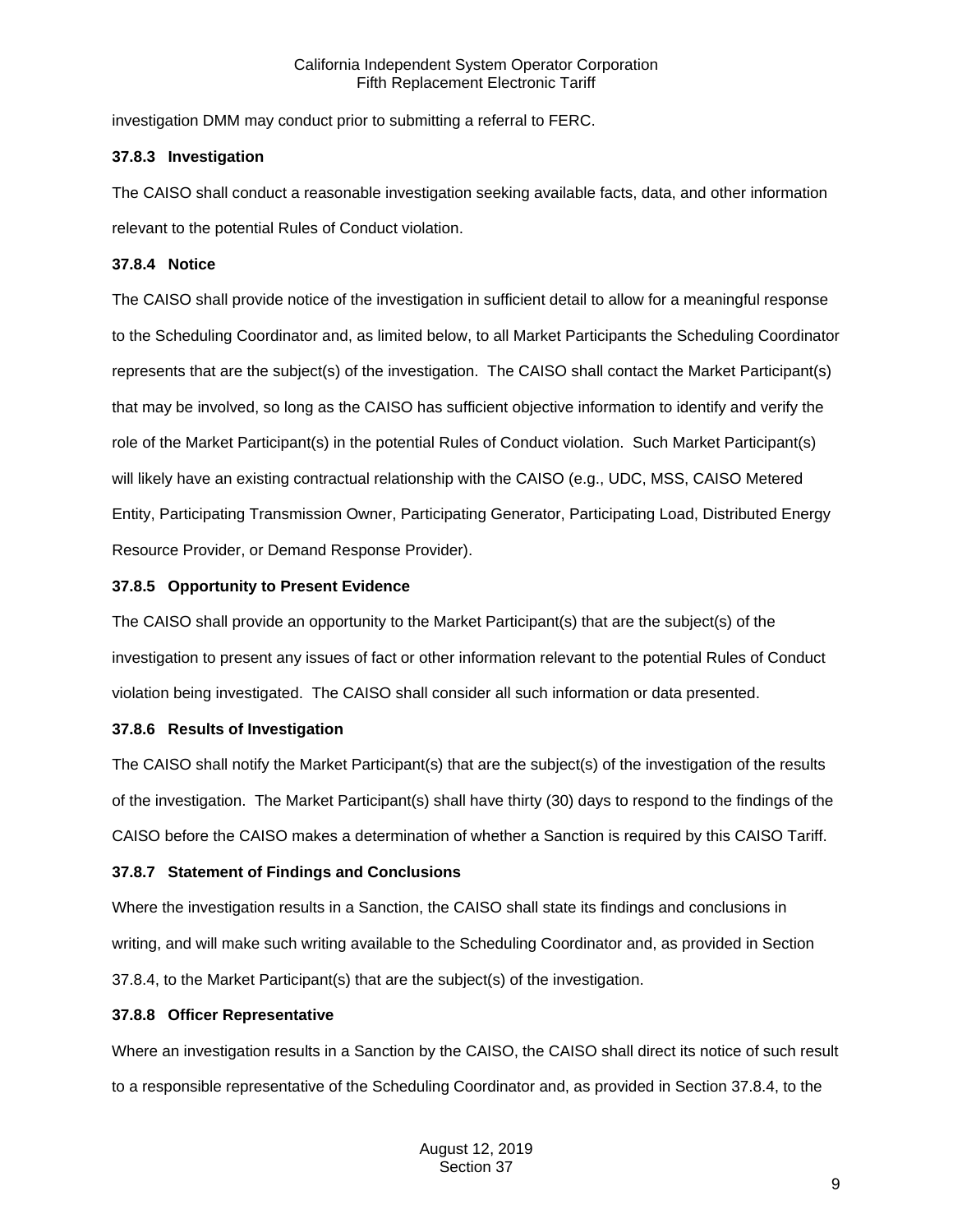investigation DMM may conduct prior to submitting a referral to FERC.

### 37.8.3 Investigation

The CAISO shall conduct a reasonable investigation seeking available facts, data, and other information relevant to the potential Rules of Conduct violation.

### 37.8.4 Notice

The CAISO shall provide notice of the investigation in sufficient detail to allow for a meaningful response to the Scheduling Coordinator and, as limited below, to all Market Participants the Scheduling Coordinator represents that are the subject(s) of the investigation. The CAISO shall contact the Market Participant(s) that may be involved, so long as the CAISO has sufficient objective information to identify and verify the role of the Market Participant(s) in the potential Rules of Conduct violation. Such Market Participant(s) will likely have an existing contractual relationship with the CAISO (e.g., UDC, MSS, CAISO Metered Entity, Participating Transmission Owner, Participating Generator, Participating Load, Distributed Energy Resource Provider, or Demand Response Provider).

### 37.8.5 Opportunity to Present Evidence

The CAISO shall provide an opportunity to the Market Participant(s) that are the subject(s) of the investigation to present any issues of fact or other information relevant to the potential Rules of Conduct violation being investigated. The CAISO shall consider all such information or data presented.

### 37.8.6 Results of Investigation

The CAISO shall notify the Market Participant(s) that are the subject(s) of the investigation of the results of the investigation. The Market Participant(s) shall have thirty (30) days to respond to the findings of the CAISO before the CAISO makes a determination of whether a Sanction is required by this CAISO Tariff.

### 37.8.7 Statement of Findings and Conclusions

Where the investigation results in a Sanction, the CAISO shall state its findings and conclusions in writing, and will make such writing available to the Scheduling Coordinator and, as provided in Section 37.8.4, to the Market Participant(s) that are the subject(s) of the investigation.

### 37.8.8 Officer Representative

Where an investigation results in a Sanction by the CAISO, the CAISO shall direct its notice of such result to a responsible representative of the Scheduling Coordinator and, as provided in Section 37.8.4, to the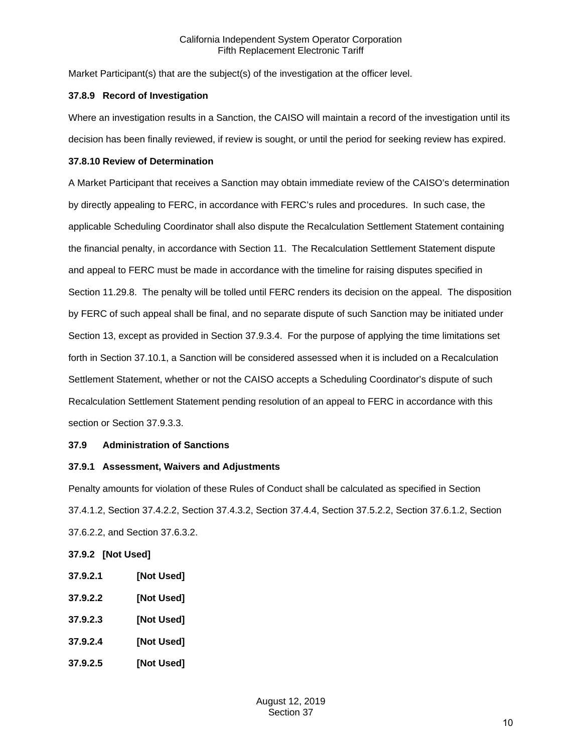Market Participant(s) that are the subject(s) of the investigation at the officer level.

**37.8.9 Record of Investigation**

Where an investigation results in a Sanction, the CAISO will maintain a record of the investigation until its decision has been finally reviewed, if review is sought, or until the period for seeking review has expired.

**37.8.10 Review of Determination**

A Market Participant that receives a Sanction may obtain immediate review of the CAISO's determination by directly appealing to FERC, in accordance with FERC's rules and procedures. In such case, the applicable Scheduling Coordinator shall also dispute the Recalculation Settlement Statement containing the financial penalty, in accordance with Section 11. The Recalculation Settlement Statement dispute and appeal to FERC must be made in accordance with the timeline for raising disputes specified in Section 11.29.8. The penalty will be tolled until FERC renders its decision on the appeal. The disposition by FERC of such appeal shall be final, and no separate dispute of such Sanction may be initiated under Section 13, except as provided in Section 37.9.3.4. For the purpose of applying the time limitations set forth in Section 37.10.1, a Sanction will be considered assessed when it is included on a Recalculation Settlement Statement, whether or not the CAISO accepts a Scheduling Coordinator's dispute of such Recalculation Settlement Statement pending resolution of an appeal to FERC in accordance with this section or Section 37.9.3.3.

**37.9 Administration of Sanctions**

**37.9.1 Assessment, Waivers and Adjustments**

Penalty amounts for violation of these Rules of Conduct shall be calculated as specified in Section 37.4.1.2, Section 37.4.2.2, Section 37.4.3.2, Section 37.4.4, Section 37.5.2.2, Section 37.6.1.2, Section 37.6.2.2, and Section 37.6.3.2.

**37.9.2 [Not Used]**

**37.9.2.1 [Not Used]**

**37.9.2.2 [Not Used]**

**37.9.2.3 [Not Used]**

**37.9.2.4 [Not Used]**

**37.9.2.5 [Not Used]**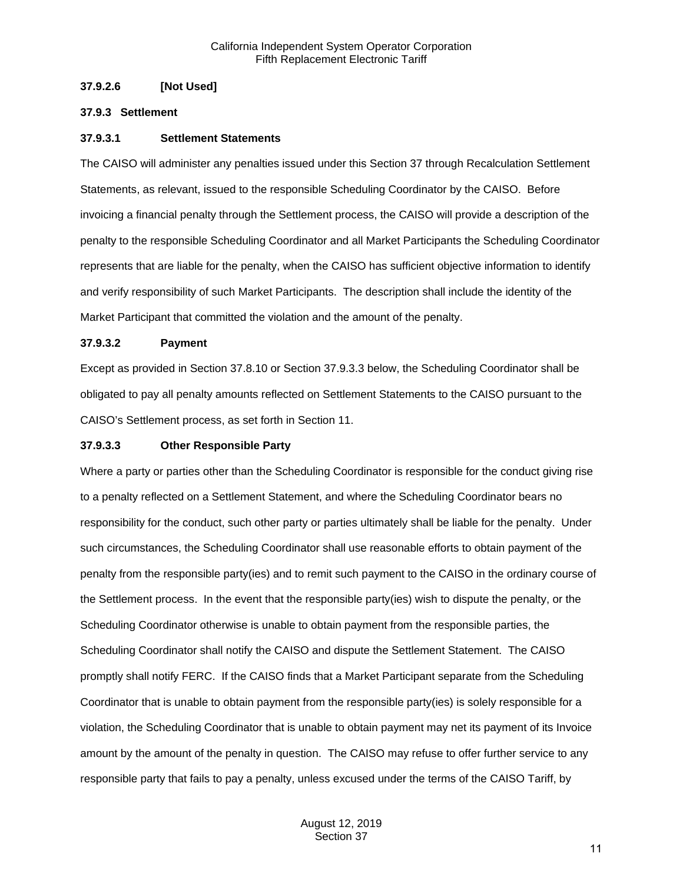**37.9.2.6 [Not Used]**

**37.9.3 Settlement**

**37.9.3.1 Settlement Statements**

The CAISO will administer any penalties issued under this Section 37 through Recalculation Settlement Statements, as relevant, issued to the responsible Scheduling Coordinator by the CAISO. Before invoicing a financial penalty through the Settlement process, the CAISO will provide a description of the penalty to the responsible Scheduling Coordinator and all Market Participants the Scheduling Coordinator represents that are liable for the penalty, when the CAISO has sufficient objective information to identify and verify responsibility of such Market Participants. The description shall include the identity of the Market Participant that committed the violation and the amount of the penalty.

**37.9.3.2 Payment**

Except as provided in Section 37.8.10 or Section 37.9.3.3 below, the Scheduling Coordinator shall be obligated to pay all penalty amounts reflected on Settlement Statements to the CAISO pursuant to the CAISO's Settlement process, as set forth in Section 11.

**37.9.3.3 Other Responsible Party**

Where a party or parties other than the Scheduling Coordinator is responsible for the conduct giving rise to a penalty reflected on a Settlement Statement, and where the Scheduling Coordinator bears no responsibility for the conduct, such other party or parties ultimately shall be liable for the penalty. Under such circumstances, the Scheduling Coordinator shall use reasonable efforts to obtain payment of the penalty from the responsible party(ies) and to remit such payment to the CAISO in the ordinary course of the Settlement process. In the event that the responsible party(ies) wish to dispute the penalty, or the Scheduling Coordinator otherwise is unable to obtain payment from the responsible parties, the Scheduling Coordinator shall notify the CAISO and dispute the Settlement Statement. The CAISO promptly shall notify FERC. If the CAISO finds that a Market Participant separate from the Scheduling Coordinator that is unable to obtain payment from the responsible party(ies) is solely responsible for a violation, the Scheduling Coordinator that is unable to obtain payment may net its payment of its Invoice amount by the amount of the penalty in question. The CAISO may refuse to offer further service to any responsible party that fails to pay a penalty, unless excused under the terms of the CAISO Tariff, by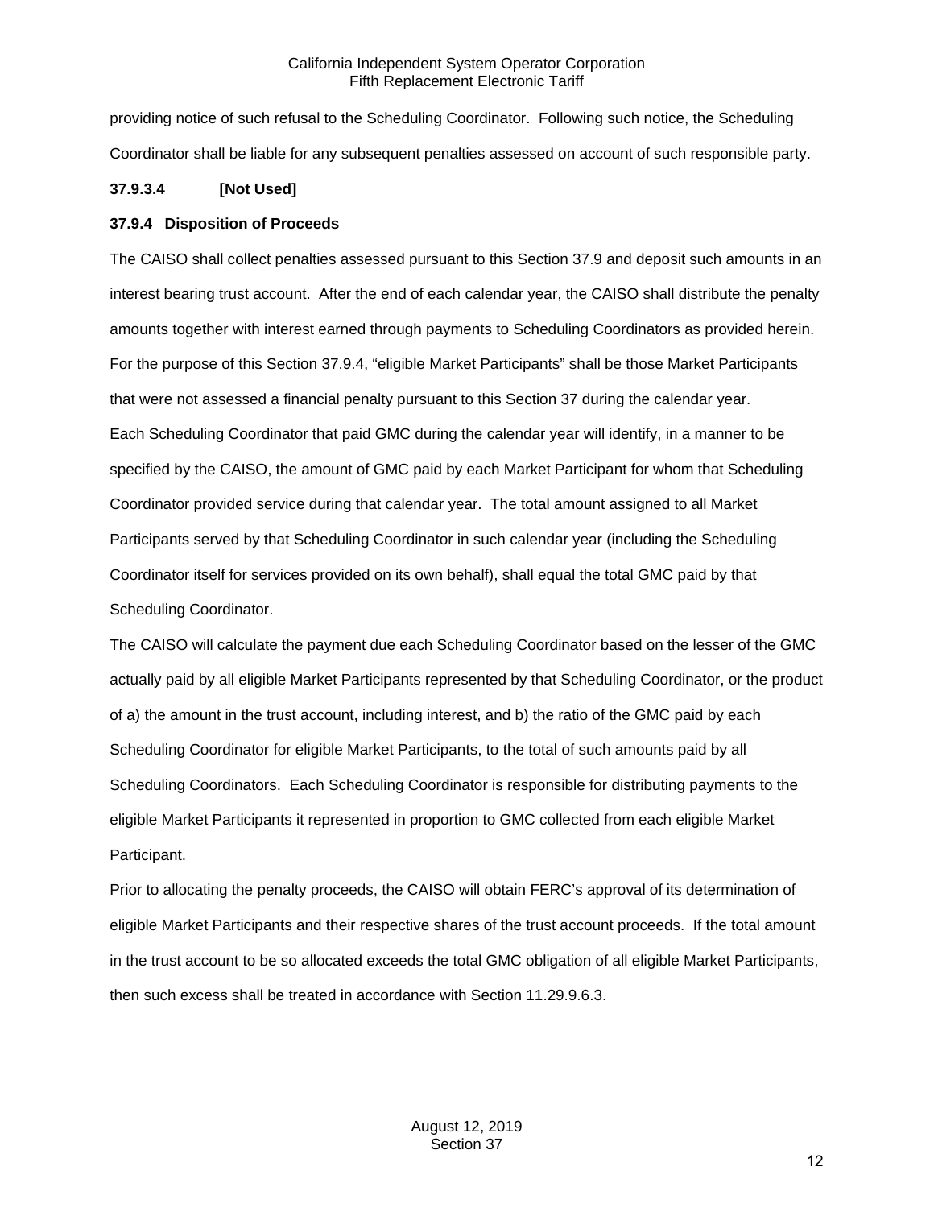providing notice of such refusal to the Scheduling Coordinator. Following such notice, the Scheduling Coordinator shall be liable for any subsequent penalties assessed on account of such responsible party.

**37.9.3.4 [Not Used]**

**37.9.4 Disposition of Proceeds**

The CAISO shall collect penalties assessed pursuant to this Section 37.9 and deposit such amounts in an interest bearing trust account. After the end of each calendar year, the CAISO shall distribute the penalty amounts together with interest earned through payments to Scheduling Coordinators as provided herein. For the purpose of this Section 37.9.4, "eligible Market Participants" shall be those Market Participants that were not assessed a financial penalty pursuant to this Section 37 during the calendar year. Each Scheduling Coordinator that paid GMC during the calendar year will identify, in a manner to be specified by the CAISO, the amount of GMC paid by each Market Participant for whom that Scheduling Coordinator provided service during that calendar year. The total amount assigned to all Market Participants served by that Scheduling Coordinator in such calendar year (including the Scheduling Coordinator itself for services provided on its own behalf), shall equal the total GMC paid by that Scheduling Coordinator.

The CAISO will calculate the payment due each Scheduling Coordinator based on the lesser of the GMC actually paid by all eligible Market Participants represented by that Scheduling Coordinator, or the product of a) the amount in the trust account, including interest, and b) the ratio of the GMC paid by each Scheduling Coordinator for eligible Market Participants, to the total of such amounts paid by all Scheduling Coordinators. Each Scheduling Coordinator is responsible for distributing payments to the eligible Market Participants it represented in proportion to GMC collected from each eligible Market Participant.

Prior to allocating the penalty proceeds, the CAISO will obtain FERC's approval of its determination of eligible Market Participants and their respective shares of the trust account proceeds. If the total amount in the trust account to be so allocated exceeds the total GMC obligation of all eligible Market Participants, then such excess shall be treated in accordance with Section 11.29.9.6.3.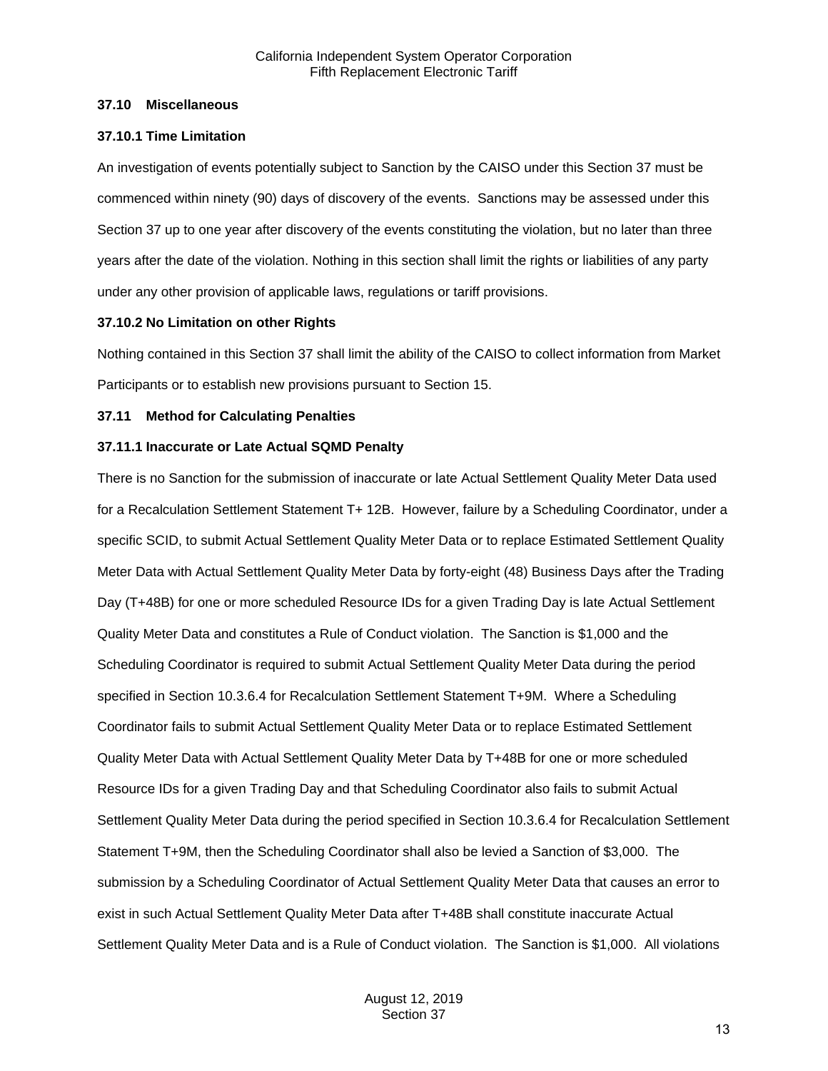### 37.10 Miscellaneous

#### 37.10.1 Time Limitation

An investigation of events potentially subject to Sanction by the CAISO under this Section 37 must be commenced within ninety (90) days of discovery of the events. Sanctions may be assessed under this Section 37 up to one year after discovery of the events constituting the violation, but no later than three years after the date of the violation. Nothing in this section shall limit the rights or liabilities of any party under any other provision of applicable laws, regulations or tariff provisions.

#### 37.10.2 No Limitation on other Rights

Nothing contained in this Section 37 shall limit the ability of the CAISO to collect information from Market Participants or to establish new provisions pursuant to Section 15.

### 37.11 Method for Calculating Penalties

#### 37.11.1 Inaccurate or Late Actual SQMD Penalty

There is no Sanction for the submission of inaccurate or late Actual Settlement Quality Meter Data used for a Recalculation Settlement Statement T+ 12B. However, failure by a Scheduling Coordinator, under a specific SCID, to submit Actual Settlement Quality Meter Data or to replace Estimated Settlement Quality Meter Data with Actual Settlement Quality Meter Data by forty-eight (48) Business Days after the Trading Day (T+48B) for one or more scheduled Resource IDs for a given Trading Day is late Actual Settlement Quality Meter Data and constitutes a Rule of Conduct violation. The Sanction is $1,000 and the Scheduling Coordinator is required to submit Actual Settlement Quality Meter Data during the period specified in Section 10.3.6.4 for Recalculation Settlement Statement T+9M. Where a Scheduling Coordinator fails to submit Actual Settlement Quality Meter Data or to replace Estimated Settlement Quality Meter Data with Actual Settlement Quality Meter Data by T+48B for one or more scheduled Resource IDs for a given Trading Day and that Scheduling Coordinator also fails to submit Actual Settlement Quality Meter Data during the period specified in Section 10.3.6.4 for Recalculation Settlement Statement T+9M, then the Scheduling Coordinator shall also be levied a Sanction of $3,000. The submission by a Scheduling Coordinator of Actual Settlement Quality Meter Data that causes an error to exist in such Actual Settlement Quality Meter Data after T+48B shall constitute inaccurate Actual Settlement Quality Meter Data and is a Rule of Conduct violation. The Sanction is $1,000. All violations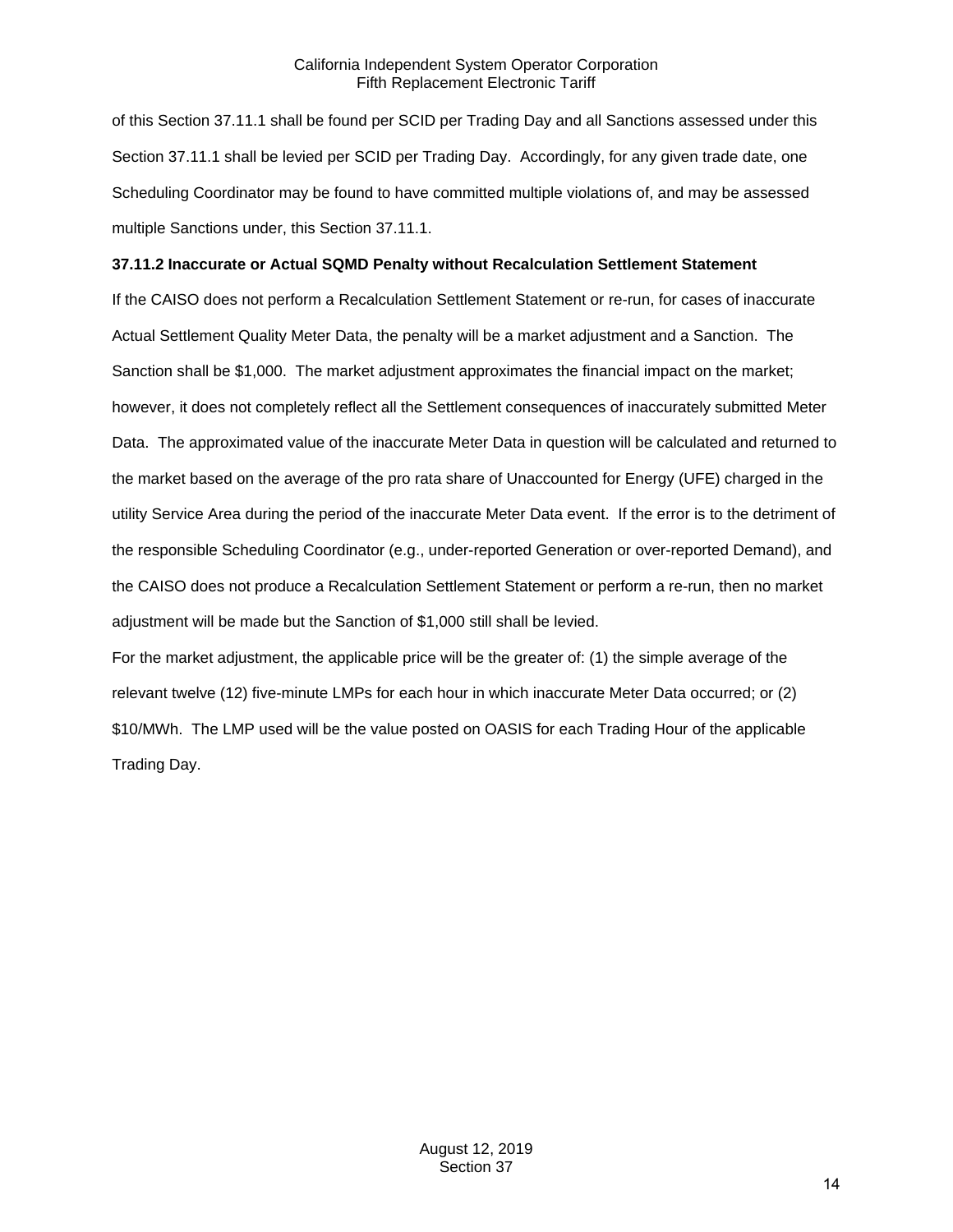of this Section 37.11.1 shall be found per SCID per Trading Day and all Sanctions assessed under this Section 37.11.1 shall be levied per SCID per Trading Day. Accordingly, for any given trade date, one Scheduling Coordinator may be found to have committed multiple violations of, and may be assessed multiple Sanctions under, this Section 37.11.1.

**37.11.2 Inaccurate or Actual SQMD Penalty without Recalculation Settlement Statement**

If the CAISO does not perform a Recalculation Settlement Statement or re-run, for cases of inaccurate Actual Settlement Quality Meter Data, the penalty will be a market adjustment and a Sanction. The Sanction shall be $1,000. The market adjustment approximates the financial impact on the market; however, it does not completely reflect all the Settlement consequences of inaccurately submitted Meter Data. The approximated value of the inaccurate Meter Data in question will be calculated and returned to the market based on the average of the pro rata share of Unaccounted for Energy (UFE) charged in the utility Service Area during the period of the inaccurate Meter Data event. If the error is to the detriment of the responsible Scheduling Coordinator (e.g., under-reported Generation or over-reported Demand), and the CAISO does not produce a Recalculation Settlement Statement or perform a re-run, then no market adjustment will be made but the Sanction of $1,000 still shall be levied.

For the market adjustment, the applicable price will be the greater of: (1) the simple average of the relevant twelve (12) five-minute LMPs for each hour in which inaccurate Meter Data occurred; or (2) $10/MWh. The LMP used will be the value posted on OASIS for each Trading Hour of the applicable Trading Day.